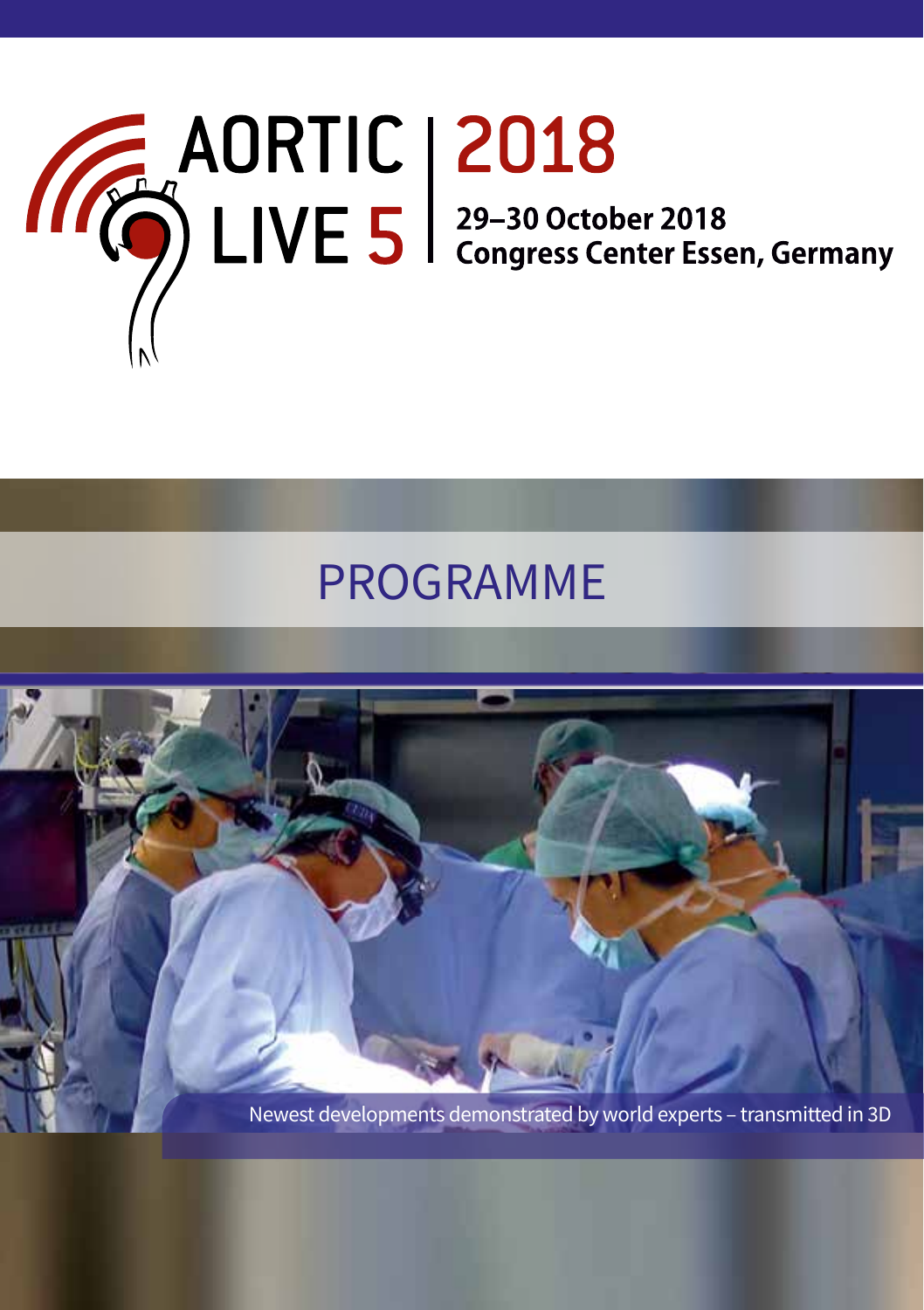# AORTIC LIVE 5 | 2018

**29–30 October 2018**
**Congress Center Essen, Germany**

## PROGRAMME

Newest developments demonstrated by world experts – transmitted in 3D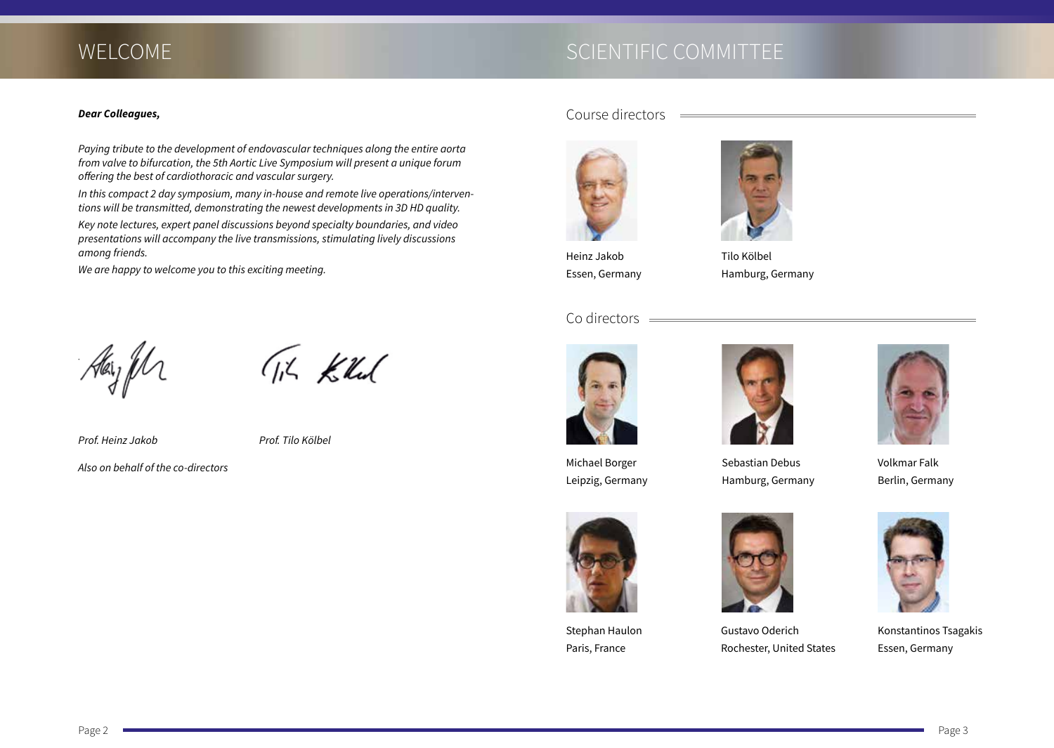# WELCOME

***Dear Colleagues,***

*Paying tribute to the development of endovascular techniques along the entire aorta from valve to bifurcation, the 5th Aortic Live Symposium will present a unique forum offering the best of cardiothoracic and vascular surgery.*

*In this compact 2 day symposium, many in-house and remote live operations/interventions will be transmitted, demonstrating the newest developments in 3D HD quality.*

*Key note lectures, expert panel discussions beyond specialty boundaries, and video presentations will accompany the live transmissions, stimulating lively discussions among friends.*

*We are happy to welcome you to this exciting meeting.*

*Prof. Heinz Jakob*

*Prof. Tilo Kölbel*

*Also on behalf of the co-directors*

# SCIENTIFIC COMMITTEE

## Course directors

Heinz Jakob
Essen, Germany

Tilo Kölbel
Hamburg, Germany

## Co directors

Michael Borger
Leipzig, Germany

Sebastian Debus
Hamburg, Germany

Volkmar Falk
Berlin, Germany

Stephan Haulon
Paris, France

Gustavo Oderich
Rochester, United States

Konstantinos Tsagakis
Essen, Germany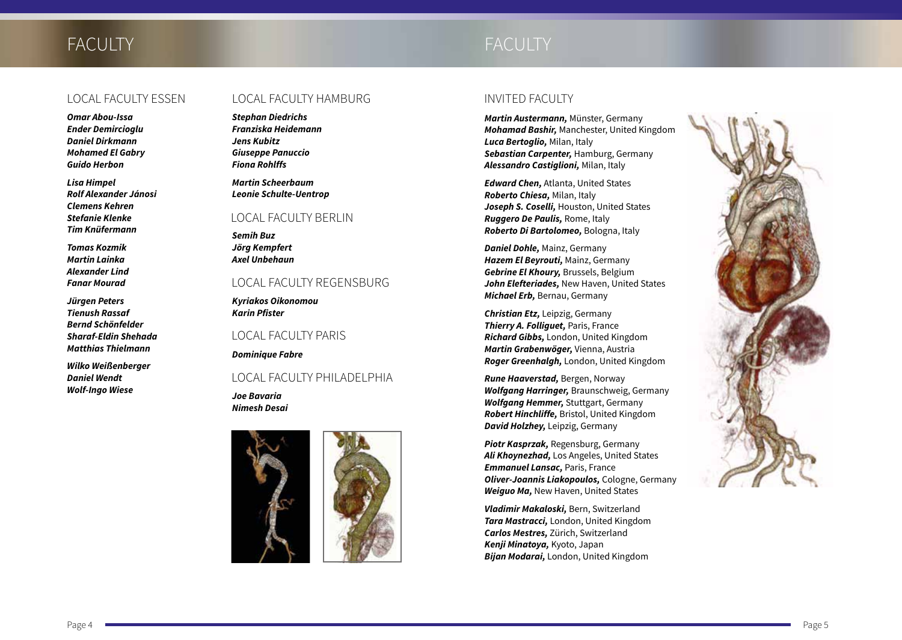# FACULTY

## LOCAL FACULTY ESSEN

***Omar Abou-Issa***
***Ender Demircioglu***
***Daniel Dirkmann***
***Mohamed El Gabry***
***Guido Herbon***

***Lisa Himpel***
***Rolf Alexander Jánosi***
***Clemens Kehren***
***Stefanie Klenke***
***Tim Knüfermann***

***Tomas Kozmik***
***Martin Lainka***
***Alexander Lind***
***Fanar Mourad***

***Jürgen Peters***
***Tienush Rassaf***
***Bernd Schönfelder***
***Sharaf-Eldin Shehada***
***Matthias Thielmann***

***Wilko Weißenberger***
***Daniel Wendt***
***Wolf-Ingo Wiese***

## LOCAL FACULTY HAMBURG

***Stephan Diedrichs***
***Franziska Heidemann***
***Jens Kubitz***
***Giuseppe Panuccio***
***Fiona Rohlffs***

***Martin Scheerbaum***
***Leonie Schulte-Uentrop***

## LOCAL FACULTY BERLIN

***Semih Buz***
***Jörg Kempfert***
***Axel Unbehaun***

## LOCAL FACULTY REGENSBURG

***Kyriakos Oikonomou***
***Karin Pfister***

## LOCAL FACULTY PARIS

***Dominique Fabre***

## LOCAL FACULTY PHILADELPHIA

***Joe Bavaria***
***Nimesh Desai***

# FACULTY

## INVITED FACULTY

***Martin Austermann,*** Münster, Germany
***Mohamad Bashir,*** Manchester, United Kingdom
***Luca Bertoglio,*** Milan, Italy
***Sebastian Carpenter,*** Hamburg, Germany
***Alessandro Castiglioni,*** Milan, Italy

***Edward Chen,*** Atlanta, United States
***Roberto Chiesa,*** Milan, Italy
***Joseph S. Coselli,*** Houston, United States
***Ruggero De Paulis,*** Rome, Italy
***Roberto Di Bartolomeo,*** Bologna, Italy

***Daniel Dohle,*** Mainz, Germany
***Hazem El Beyrouti,*** Mainz, Germany
***Gebrine El Khoury,*** Brussels, Belgium
***John Elefteriades,*** New Haven, United States
***Michael Erb,*** Bernau, Germany

***Christian Etz,*** Leipzig, Germany
***Thierry A. Folliguet,*** Paris, France
***Richard Gibbs,*** London, United Kingdom
***Martin Grabenwöger,*** Vienna, Austria
***Roger Greenhalgh,*** London, United Kingdom

***Rune Haaverstad,*** Bergen, Norway
***Wolfgang Harringer,*** Braunschweig, Germany
***Wolfgang Hemmer,*** Stuttgart, Germany
***Robert Hinchliffe,*** Bristol, United Kingdom
***David Holzhey,*** Leipzig, Germany

***Piotr Kasprzak,*** Regensburg, Germany
***Ali Khoynezhad,*** Los Angeles, United States
***Emmanuel Lansac,*** Paris, France
***Oliver-Joannis Liakopoulos,*** Cologne, Germany
***Weiguo Ma,*** New Haven, United States

***Vladimir Makaloski,*** Bern, Switzerland
***Tara Mastracci,*** London, United Kingdom
***Carlos Mestres,*** Zürich, Switzerland
***Kenji Minatoya,*** Kyoto, Japan
***Bijan Modarai,*** London, United Kingdom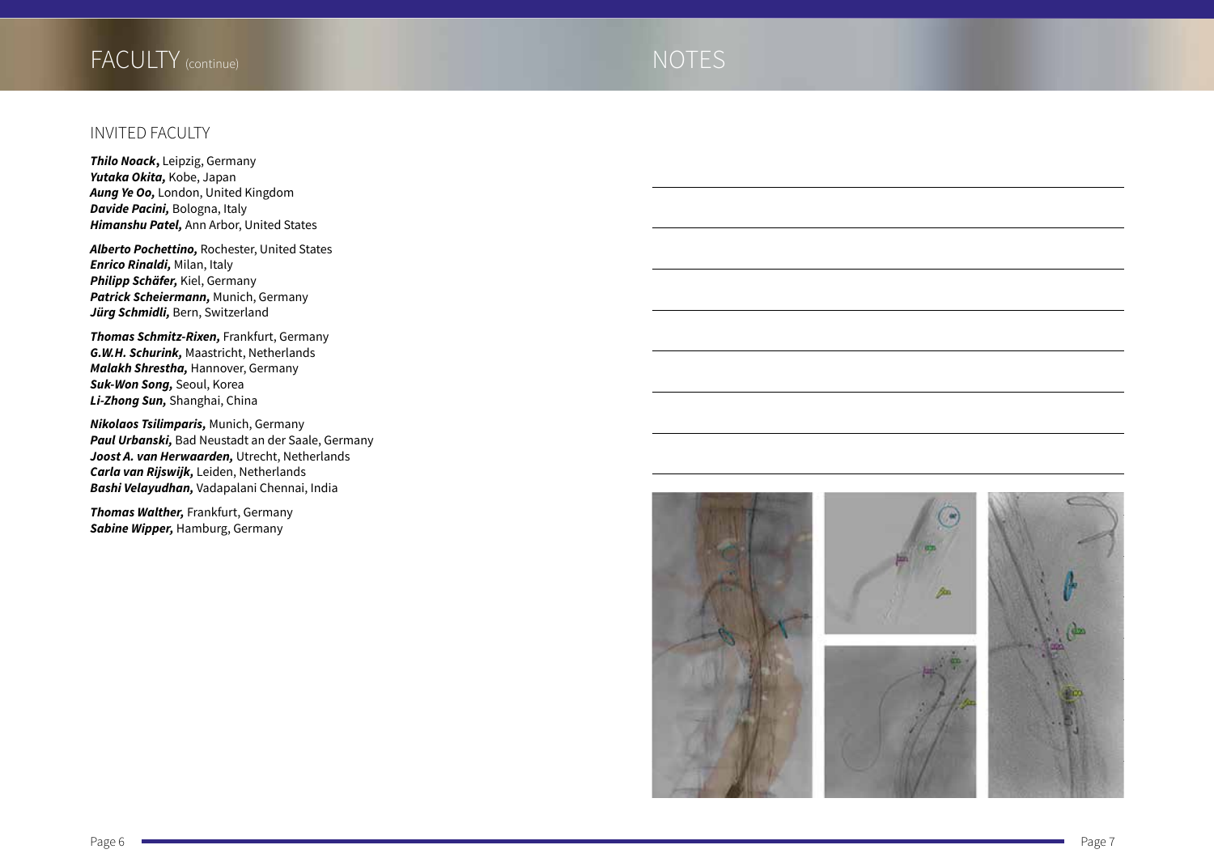# FACULTY (continue)

## INVITED FACULTY

***Thilo Noack,*** Leipzig, Germany
***Yutaka Okita,*** Kobe, Japan
***Aung Ye Oo,*** London, United Kingdom
***Davide Pacini,*** Bologna, Italy
***Himanshu Patel,*** Ann Arbor, United States

***Alberto Pochettino,*** Rochester, United States
***Enrico Rinaldi,*** Milan, Italy
***Philipp Schäfer,*** Kiel, Germany
***Patrick Scheiermann,*** Munich, Germany
***Jürg Schmidli,*** Bern, Switzerland

***Thomas Schmitz-Rixen,*** Frankfurt, Germany
***G.W.H. Schurink,*** Maastricht, Netherlands
***Malakh Shrestha,*** Hannover, Germany
***Suk-Won Song,*** Seoul, Korea
***Li-Zhong Sun,*** Shanghai, China

***Nikolaos Tsilimparis,*** Munich, Germany
***Paul Urbanski,*** Bad Neustadt an der Saale, Germany
***Joost A. van Herwaarden,*** Utrecht, Netherlands
***Carla van Rijswijk,*** Leiden, Netherlands
***Bashi Velayudhan,*** Vadapalani Chennai, India

***Thomas Walther,*** Frankfurt, Germany
***Sabine Wipper,*** Hamburg, Germany

# NOTES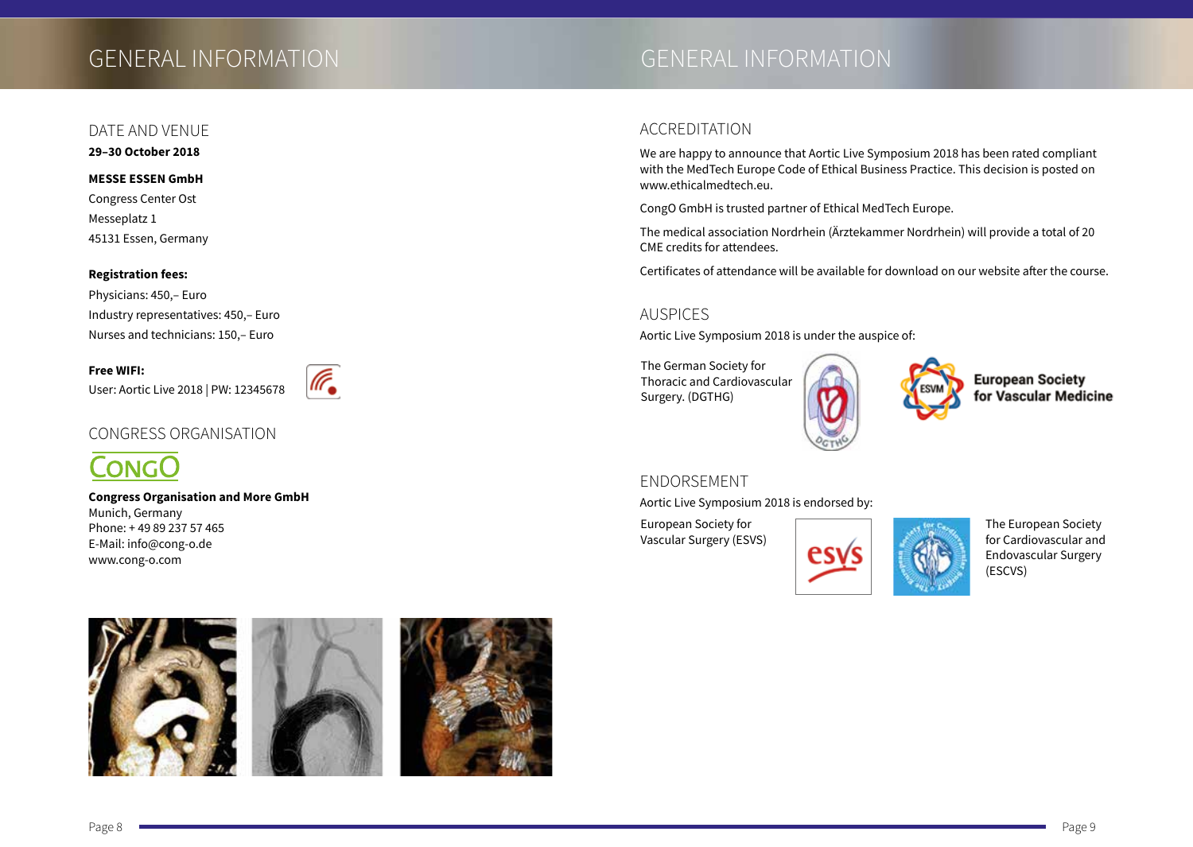# GENERAL INFORMATION

## DATE AND VENUE

**29–30 October 2018**

**MESSE ESSEN GmbH**
Congress Center Ost
Messeplatz 1
45131 Essen, Germany

**Registration fees:**
Physicians: 450,– Euro
Industry representatives: 450,– Euro
Nurses and technicians: 150,– Euro

**Free WIFI:**
User: Aortic Live 2018 | PW: 12345678

## CONGRESS ORGANISATION

CONGO

**Congress Organisation and More GmbH**
Munich, Germany
Phone: + 49 89 237 57 465
E-Mail: info@cong-o.de
www.cong-o.com

# GENERAL INFORMATION

## ACCREDITATION

We are happy to announce that Aortic Live Symposium 2018 has been rated compliant with the MedTech Europe Code of Ethical Business Practice. This decision is posted on www.ethicalmedtech.eu.

CongO GmbH is trusted partner of Ethical MedTech Europe.

The medical association Nordrhein (Ärztekammer Nordrhein) will provide a total of 20 CME credits for attendees.

Certificates of attendance will be available for download on our website after the course.

## AUSPICES

Aortic Live Symposium 2018 is under the auspice of:

The German Society for Thoracic and Cardiovascular Surgery. (DGTHG)

European Society for Vascular Medicine

## ENDORSEMENT

Aortic Live Symposium 2018 is endorsed by:

European Society for Vascular Surgery (ESVS)

The European Society for Cardiovascular and Endovascular Surgery (ESCVS)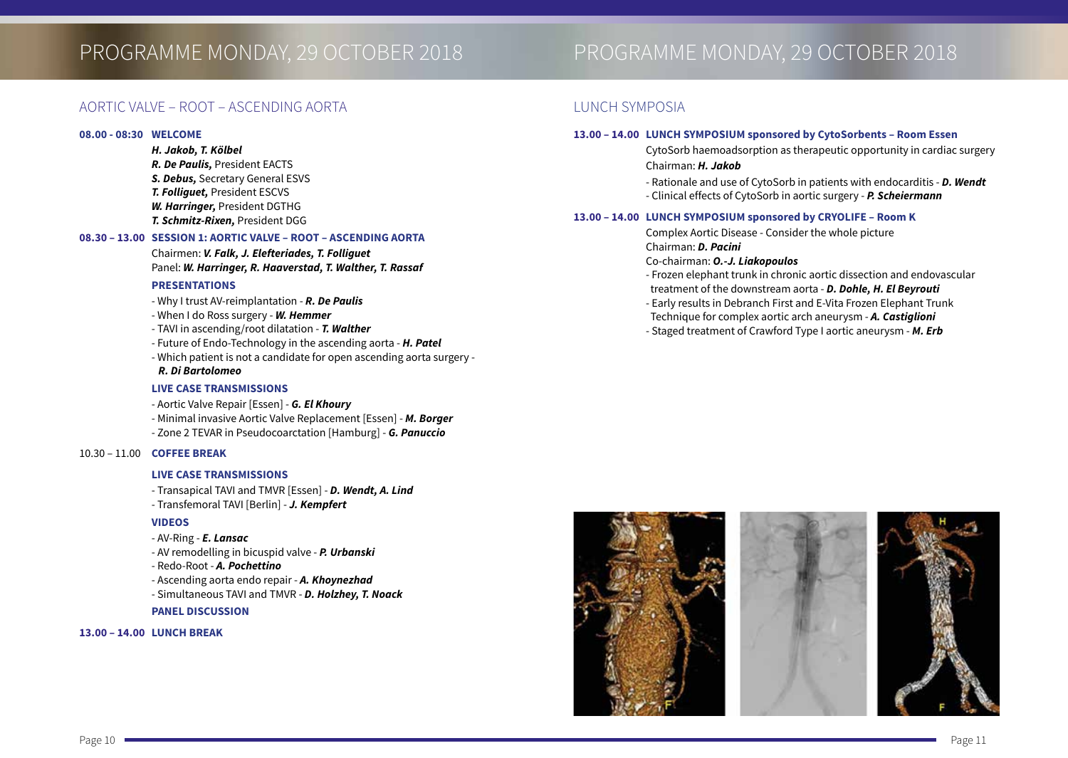# PROGRAMME MONDAY, 29 OCTOBER 2018

## AORTIC VALVE – ROOT – ASCENDING AORTA

**08.00 - 08:30 WELCOME**

***H. Jakob, T. Kölbel***
***R. De Paulis,*** President EACTS
***S. Debus,*** Secretary General ESVS
***T. Folliguet,*** President ESCVS
***W. Harringer,*** President DGTHG
***T. Schmitz-Rixen,*** President DGG

**08.30 – 13.00 SESSION 1: AORTIC VALVE – ROOT – ASCENDING AORTA**

Chairmen: ***V. Falk, J. Elefteriades, T. Folliguet***
Panel: ***W. Harringer, R. Haaverstad, T. Walther, T. Rassaf***

**PRESENTATIONS**

- Why I trust AV-reimplantation - ***R. De Paulis***
- When I do Ross surgery - ***W. Hemmer***
- TAVI in ascending/root dilatation - ***T. Walther***
- Future of Endo-Technology in the ascending aorta - ***H. Patel***
- Which patient is not a candidate for open ascending aorta surgery - ***R. Di Bartolomeo***

**LIVE CASE TRANSMISSIONS**

- Aortic Valve Repair [Essen] - ***G. El Khoury***
- Minimal invasive Aortic Valve Replacement [Essen] - ***M. Borger***
- Zone 2 TEVAR in Pseudocoarctation [Hamburg] - ***G. Panuccio***

10.30 – 11.00 **COFFEE BREAK**

**LIVE CASE TRANSMISSIONS**

- Transapical TAVI and TMVR [Essen] - ***D. Wendt, A. Lind***
- Transfemoral TAVI [Berlin] - ***J. Kempfert***

**VIDEOS**

- AV-Ring - ***E. Lansac***
- AV remodelling in bicuspid valve - ***P. Urbanski***
- Redo-Root - ***A. Pochettino***
- Ascending aorta endo repair - ***A. Khoynezhad***
- Simultaneous TAVI and TMVR - ***D. Holzhey, T. Noack***

**PANEL DISCUSSION**

**13.00 – 14.00 LUNCH BREAK**

## LUNCH SYMPOSIA

**13.00 – 14.00 LUNCH SYMPOSIUM sponsored by CytoSorbents – Room Essen**

CytoSorb haemoadsorption as therapeutic opportunity in cardiac surgery
Chairman: ***H. Jakob***

- Rationale and use of CytoSorb in patients with endocarditis - ***D. Wendt***
- Clinical effects of CytoSorb in aortic surgery - ***P. Scheiermann***

**13.00 – 14.00 LUNCH SYMPOSIUM sponsored by CRYOLIFE – Room K**

Complex Aortic Disease - Consider the whole picture
Chairman: ***D. Pacini***
Co-chairman: ***O.-J. Liakopoulos***

- Frozen elephant trunk in chronic aortic dissection and endovascular treatment of the downstream aorta - ***D. Dohle, H. El Beyrouti***
- Early results in Debranch First and E-Vita Frozen Elephant Trunk Technique for complex aortic arch aneurysm - ***A. Castiglioni***
- Staged treatment of Crawford Type I aortic aneurysm - ***M. Erb***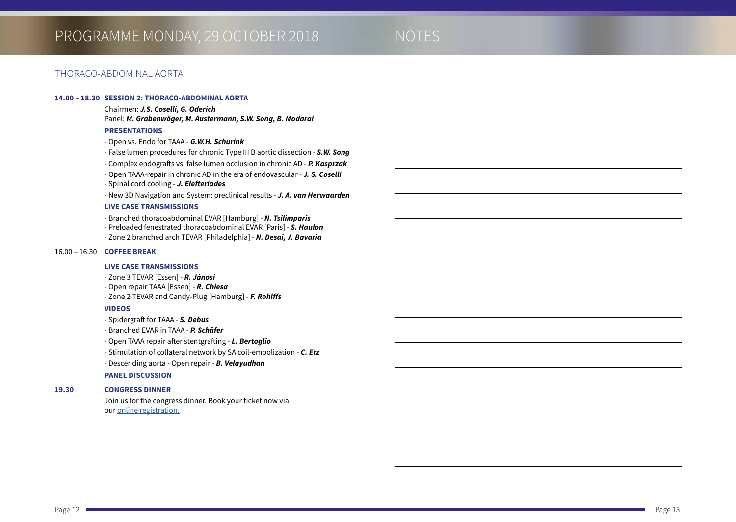# PROGRAMME MONDAY, 29 OCTOBER 2018

## NOTES

## THORACO-ABDOMINAL AORTA

**14.00 – 18.30 SESSION 2: THORACO-ABDOMINAL AORTA**

Chairmen: ***J.S. Coselli, G. Oderich***
Panel: ***M. Grabenwöger, M. Austermann, S.W. Song, B. Modarai***

**PRESENTATIONS**

- Open vs. Endo for TAAA - ***G.W.H. Schurink***
- False lumen procedures for chronic Type III B aortic dissection - ***S.W. Song***
- Complex endografts vs. false lumen occlusion in chronic AD - ***P. Kasprzak***
- Open TAAA-repair in chronic AD in the era of endovascular - ***J. S. Coselli***
- Spinal cord cooling - ***J. Elefteriades***
- New 3D Navigation and System: preclinical results - ***J. A. van Herwaarden***

**LIVE CASE TRANSMISSIONS**

- Branched thoracoabdominal EVAR [Hamburg] - ***N. Tsilimparis***
- Preloaded fenestrated thoracoabdominal EVAR [Paris] - ***S. Haulon***
- Zone 2 branched arch TEVAR [Philadelphia] - ***N. Desai, J. Bavaria***

16.00 – 16.30 **COFFEE BREAK**

**LIVE CASE TRANSMISSIONS**

- Zone 3 TEVAR [Essen] - ***R. Jánosi***
- Open repair TAAA [Essen] - ***R. Chiesa***
- Zone 2 TEVAR and Candy-Plug [Hamburg] - ***F. Rohlffs***

**VIDEOS**

- Spidergraft for TAAA - ***S. Debus***
- Branched EVAR in TAAA - ***P. Schäfer***
- Open TAAA repair after stentgrafting - ***L. Bertoglio***
- Stimulation of collateral network by SA coil-embolization - ***C. Etz***
- Descending aorta - Open repair - ***B. Velayudhan***

**PANEL DISCUSSION**

**19.30 CONGRESS DINNER**

Join us for the congress dinner. Book your ticket now via our online registration.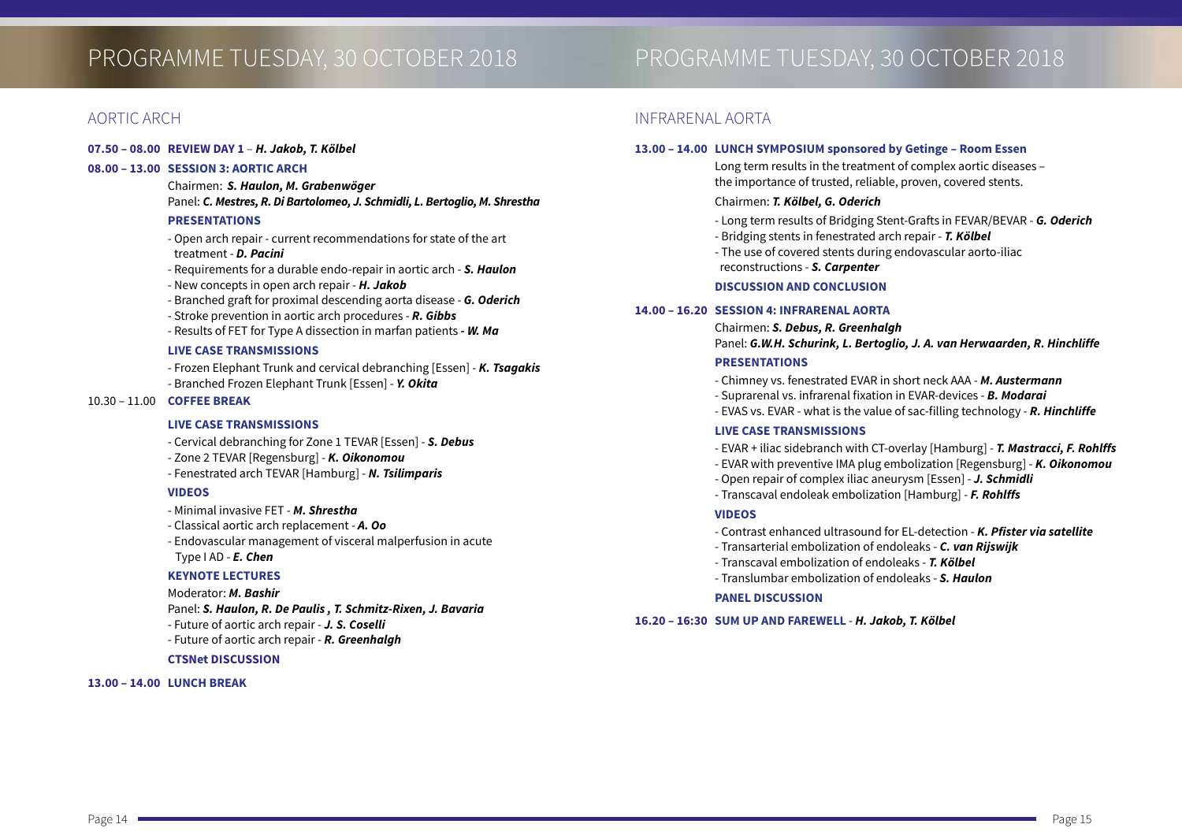# PROGRAMME TUESDAY, 30 OCTOBER 2018

## AORTIC ARCH

**07.50 – 08.00 REVIEW DAY 1** – ***H. Jakob, T. Kölbel***

**08.00 – 13.00 SESSION 3: AORTIC ARCH**

Chairmen: ***S. Haulon, M. Grabenwöger***

Panel: ***C. Mestres, R. Di Bartolomeo, J. Schmidli, L. Bertoglio, M. Shrestha***

**PRESENTATIONS**

- Open arch repair - current recommendations for state of the art treatment - ***D. Pacini***
- Requirements for a durable endo-repair in aortic arch - ***S. Haulon***
- New concepts in open arch repair - ***H. Jakob***
- Branched graft for proximal descending aorta disease - ***G. Oderich***
- Stroke prevention in aortic arch procedures - ***R. Gibbs***
- Results of FET for Type A dissection in marfan patients **- *W. Ma***

**LIVE CASE TRANSMISSIONS**

- Frozen Elephant Trunk and cervical debranching [Essen] - ***K. Tsagakis***
- Branched Frozen Elephant Trunk [Essen] - ***Y. Okita***

10.30 – 11.00 **COFFEE BREAK**

**LIVE CASE TRANSMISSIONS**

- Cervical debranching for Zone 1 TEVAR [Essen] - ***S. Debus***
- Zone 2 TEVAR [Regensburg] - ***K. Oikonomou***
- Fenestrated arch TEVAR [Hamburg] - ***N. Tsilimparis***

**VIDEOS**

- Minimal invasive FET - ***M. Shrestha***
- Classical aortic arch replacement - ***A. Oo***
- Endovascular management of visceral malperfusion in acute Type I AD - ***E. Chen***

**KEYNOTE LECTURES**

Moderator: ***M. Bashir***

Panel: ***S. Haulon, R. De Paulis , T. Schmitz-Rixen, J. Bavaria***

- Future of aortic arch repair - ***J. S. Coselli***
- Future of aortic arch repair - ***R. Greenhalgh***

**CTSNet DISCUSSION**

**13.00 – 14.00 LUNCH BREAK**

# PROGRAMME TUESDAY, 30 OCTOBER 2018

## INFRARENAL AORTA

**13.00 – 14.00 LUNCH SYMPOSIUM sponsored by Getinge – Room Essen**

Long term results in the treatment of complex aortic diseases – the importance of trusted, reliable, proven, covered stents.

Chairmen: ***T. Kölbel, G. Oderich***

- Long term results of Bridging Stent-Grafts in FEVAR/BEVAR - ***G. Oderich***
- Bridging stents in fenestrated arch repair - ***T. Kölbel***
- The use of covered stents during endovascular aorto-iliac reconstructions - ***S. Carpenter***

**DISCUSSION AND CONCLUSION**

**14.00 – 16.20 SESSION 4: INFRARENAL AORTA**

Chairmen: ***S. Debus, R. Greenhalgh***

Panel: ***G.W.H. Schurink, L. Bertoglio, J. A. van Herwaarden, R. Hinchliffe***

**PRESENTATIONS**

- Chimney vs. fenestrated EVAR in short neck AAA - ***M. Austermann***
- Suprarenal vs. infrarenal fixation in EVAR-devices - ***B. Modarai***
- EVAS vs. EVAR - what is the value of sac-filling technology - ***R. Hinchliffe***

**LIVE CASE TRANSMISSIONS**

- EVAR + iliac sidebranch with CT-overlay [Hamburg] - ***T. Mastracci, F. Rohlffs***
- EVAR with preventive IMA plug embolization [Regensburg] - ***K. Oikonomou***
- Open repair of complex iliac aneurysm [Essen] - ***J. Schmidli***
- Transcaval endoleak embolization [Hamburg] - ***F. Rohlffs***

**VIDEOS**

- Contrast enhanced ultrasound for EL-detection - ***K. Pfister via satellite***
- Transarterial embolization of endoleaks - ***C. van Rijswijk***
- Transcaval embolization of endoleaks - ***T. Kölbel***
- Translumbar embolization of endoleaks - ***S. Haulon***

**PANEL DISCUSSION**

**16.20 – 16:30 SUM UP AND FAREWELL** - ***H. Jakob, T. Kölbel***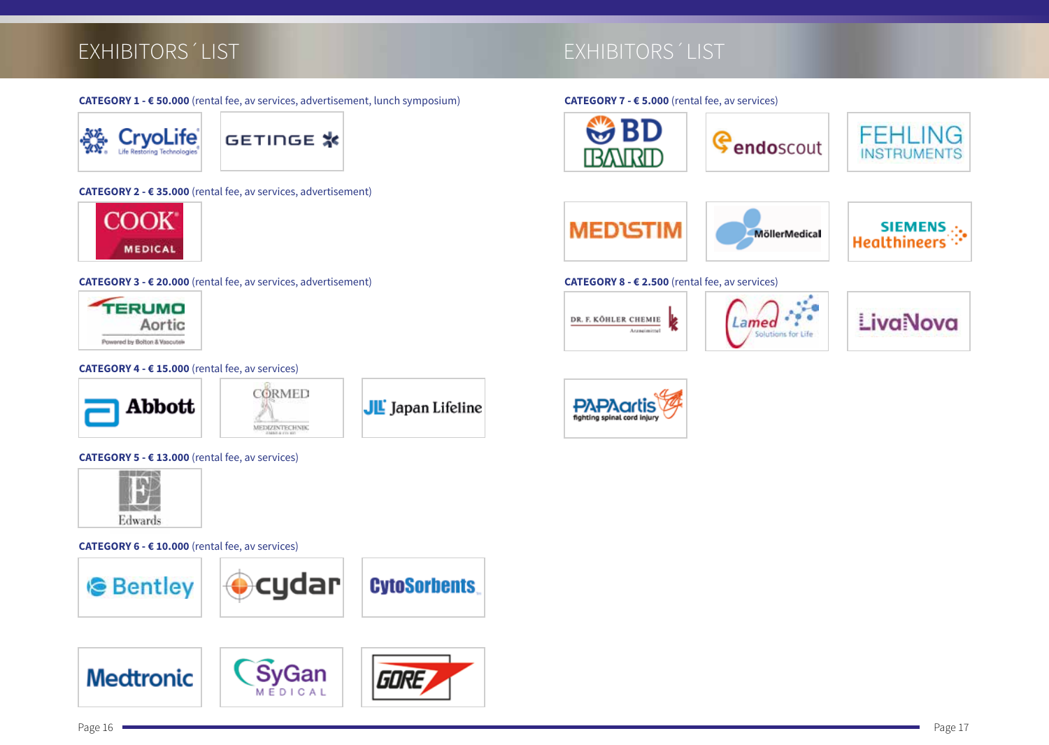# EXHIBITORS´ LIST

**CATEGORY 1 - € 50.000** (rental fee, av services, advertisement, lunch symposium)

CryoLife — Life Restoring Technologies

GETINGE

**CATEGORY 2 - € 35.000** (rental fee, av services, advertisement)

COOK MEDICAL

**CATEGORY 3 - € 20.000** (rental fee, av services, advertisement)

TERUMO Aortic — Powered by Bolton & Vascutek

**CATEGORY 4 - € 15.000** (rental fee, av services)

Abbott

CORMED MEDIZINTECHNIK

JLL Japan Lifeline

**CATEGORY 5 - € 13.000** (rental fee, av services)

Edwards

**CATEGORY 6 - € 10.000** (rental fee, av services)

Bentley

cydar

CytoSorbents

Medtronic

SyGan MEDICAL

GORE

# EXHIBITORS´ LIST

**CATEGORY 7 - € 5.000** (rental fee, av services)

BD BARD

endoscout

FEHLING INSTRUMENTS

MEDISTIM

MöllerMedical

SIEMENS Healthineers

**CATEGORY 8 - € 2.500** (rental fee, av services)

DR. F. KÖHLER CHEMIE — Arzneimittel

Lamed — Solutions for Life

LivaNova

PAPAartis — fighting spinal cord injury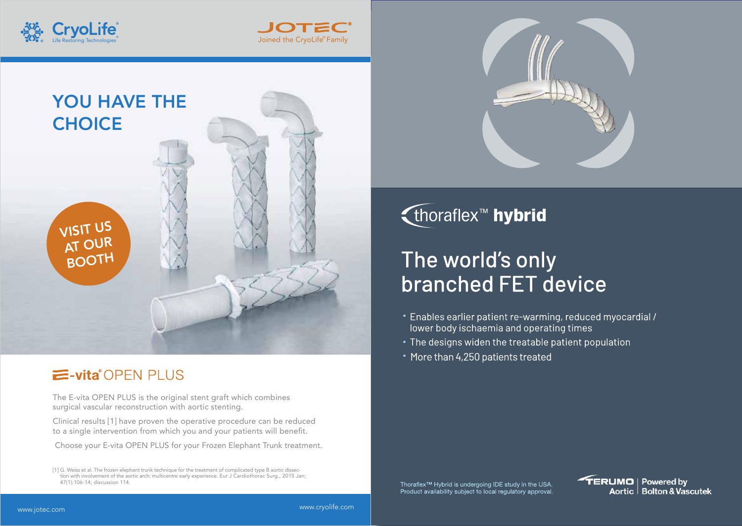CryoLife® Life Restoring Technologies®

JOTEC® Joined the CryoLife® Family

# YOU HAVE THE CHOICE

VISIT US AT OUR BOOTH

## E-vita® OPEN PLUS

The E-vita OPEN PLUS is the original stent graft which combines surgical vascular reconstruction with aortic stenting.

Clinical results [1] have proven the operative procedure can be reduced to a single intervention from which you and your patients will benefit.

Choose your E-vita OPEN PLUS for your Frozen Elephant Trunk treatment.

[1] G. Weiss et al. The frozen elephant trunk technique for the treatment of complicated type B aortic dissection with involvement of the aortic arch: multicentre early experience. Eur J Cardiothorac Surg., 2015 Jan; 47(1):106-14; discussion 114.

www.jotec.com

www.cryolife.com

## thoraflex™ **hybrid**

# The world's only branched FET device

- Enables earlier patient re-warming, reduced myocardial / lower body ischaemia and operating times
- The designs widen the treatable patient population
- More than 4,250 patients treated

Thoraflex™ Hybrid is undergoing IDE study in the USA.
Product availability subject to local regulatory approval.

TERUMO Aortic | Powered by Bolton & Vascutek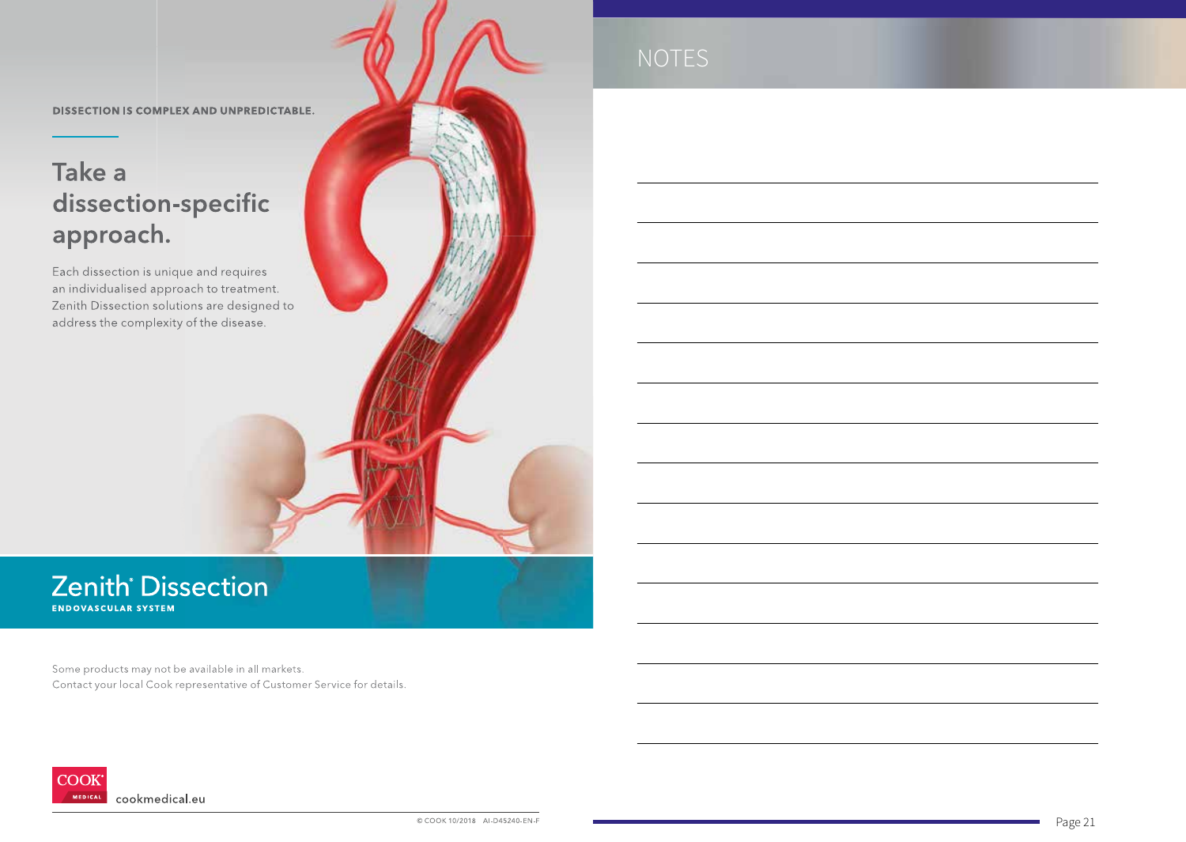DISSECTION IS COMPLEX AND UNPREDICTABLE.

## Take a dissection-specific approach.

Each dissection is unique and requires an individualised approach to treatment. Zenith Dissection solutions are designed to address the complexity of the disease.

**Zenith® Dissection**
ENDOVASCULAR SYSTEM

Some products may not be available in all markets.
Contact your local Cook representative of Customer Service for details.

COOK® MEDICAL cookmedical.eu

© COOK 10/2018 AI-D45240-EN-F

# NOTES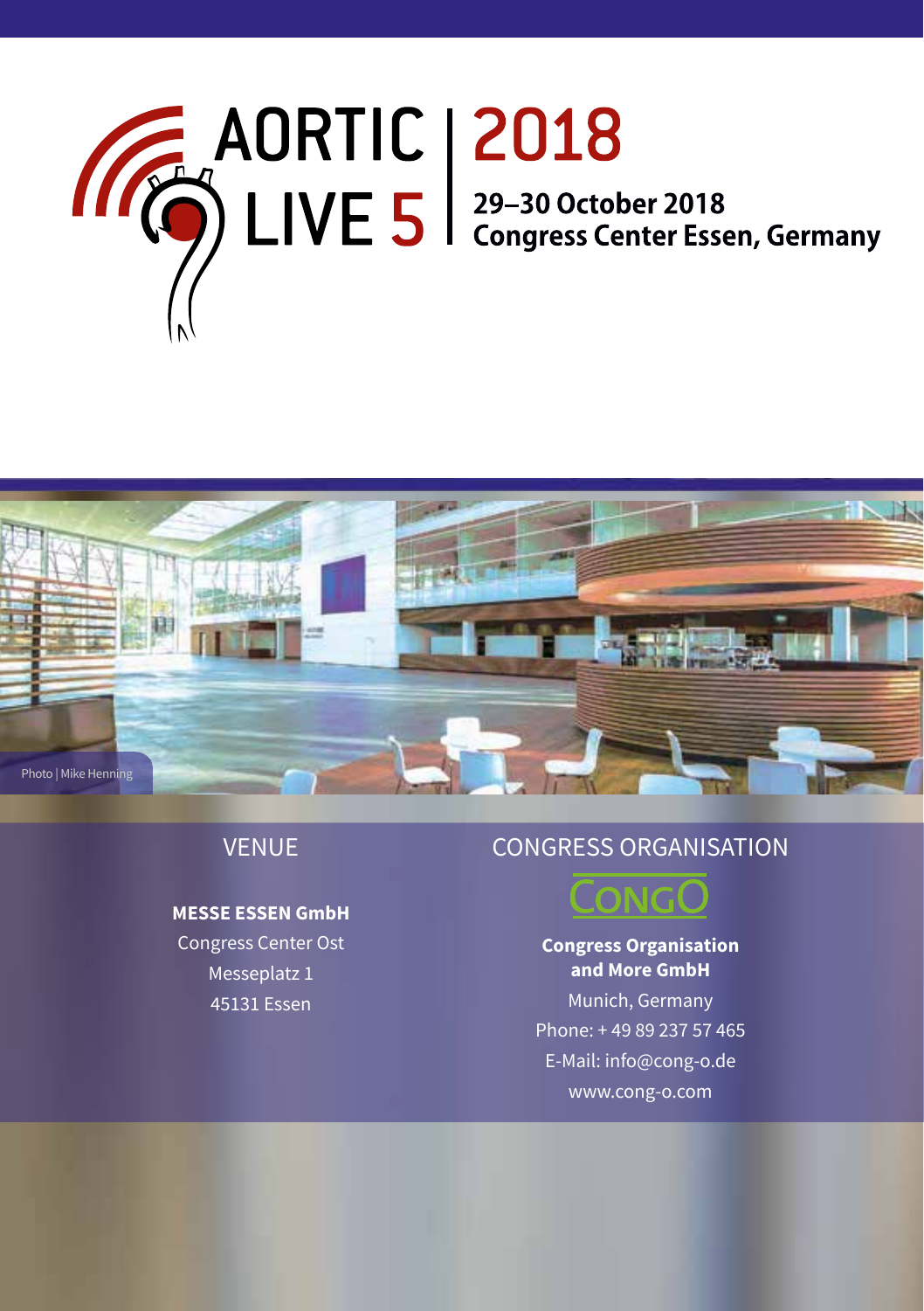# AORTIC LIVE 5 | 2018

**29–30 October 2018**
**Congress Center Essen, Germany**

Photo | Mike Henning

## VENUE

**MESSE ESSEN GmbH**
Congress Center Ost
Messeplatz 1
45131 Essen

## CONGRESS ORGANISATION

CONGO

**Congress Organisation and More GmbH**
Munich, Germany
Phone: + 49 89 237 57 465
E-Mail: info@cong-o.de
www.cong-o.com